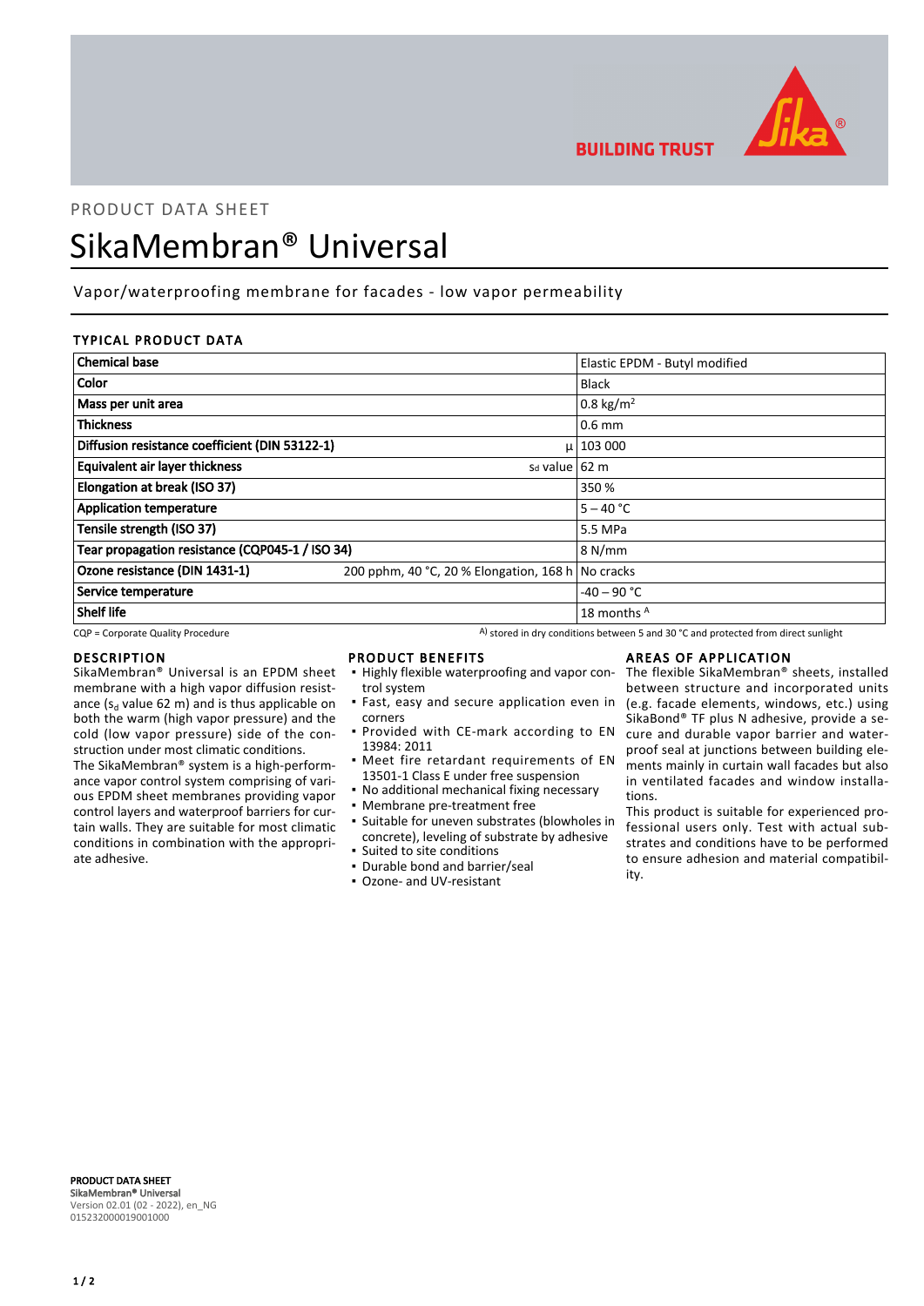PRODUCT DATA SHEET

# SikaMembran® Universal

Vapor/waterproofing membrane for facades - low vapor permeability

## TYPICAL PRODUCT DATA

| | | |
|---|---|---|
| **Chemical base** | | Elastic EPDM - Butyl modified |
| **Color** | | Black |
| **Mass per unit area** | | 0.8 kg/m$^2$ |
| **Thickness** | | 0.6 mm |
| **Diffusion resistance coefficient (DIN 53122-1)** | μ | 103 000 |
| **Equivalent air layer thickness** | sd value | 62 m |
| **Elongation at break (ISO 37)** | | 350 % |
| **Application temperature** | | 5 – 40 °C |
| **Tensile strength (ISO 37)** | | 5.5 MPa |
| **Tear propagation resistance (CQP045-1 / ISO 34)** | | 8 N/mm |
| **Ozone resistance (DIN 1431-1)** | 200 pphm, 40 °C, 20 % Elongation, 168 h | No cracks |
| **Service temperature** | | -40 – 90 °C |
| **Shelf life** | | 18 months [A] |

CQP = Corporate Quality Procedure

[A] stored in dry conditions between 5 and 30 °C and protected from direct sunlight

## DESCRIPTION

SikaMembran® Universal is an EPDM sheet membrane with a high vapor diffusion resistance ($s_d$ value 62 m) and is thus applicable on both the warm (high vapor pressure) and the cold (low vapor pressure) side of the construction under most climatic conditions.

The SikaMembran® system is a high-performance vapor control system comprising of various EPDM sheet membranes providing vapor control layers and waterproof barriers for curtain walls. They are suitable for most climatic conditions in combination with the appropriate adhesive.

## PRODUCT BENEFITS

- Highly flexible waterproofing and vapor control system
- Fast, easy and secure application even in corners
- Provided with CE-mark according to EN 13984: 2011
- Meet fire retardant requirements of EN 13501-1 Class E under free suspension
- No additional mechanical fixing necessary
- Membrane pre-treatment free
- Suitable for uneven substrates (blowholes in concrete), leveling of substrate by adhesive
- Suited to site conditions
- Durable bond and barrier/seal
- Ozone- and UV-resistant

## AREAS OF APPLICATION

The flexible SikaMembran® sheets, installed between structure and incorporated units (e.g. facade elements, windows, etc.) using SikaBond® TF plus N adhesive, provide a secure and durable vapor barrier and waterproof seal at junctions between building elements mainly in curtain wall facades but also in ventilated facades and window installations.

This product is suitable for experienced professional users only. Test with actual substrates and conditions have to be performed to ensure adhesion and material compatibility.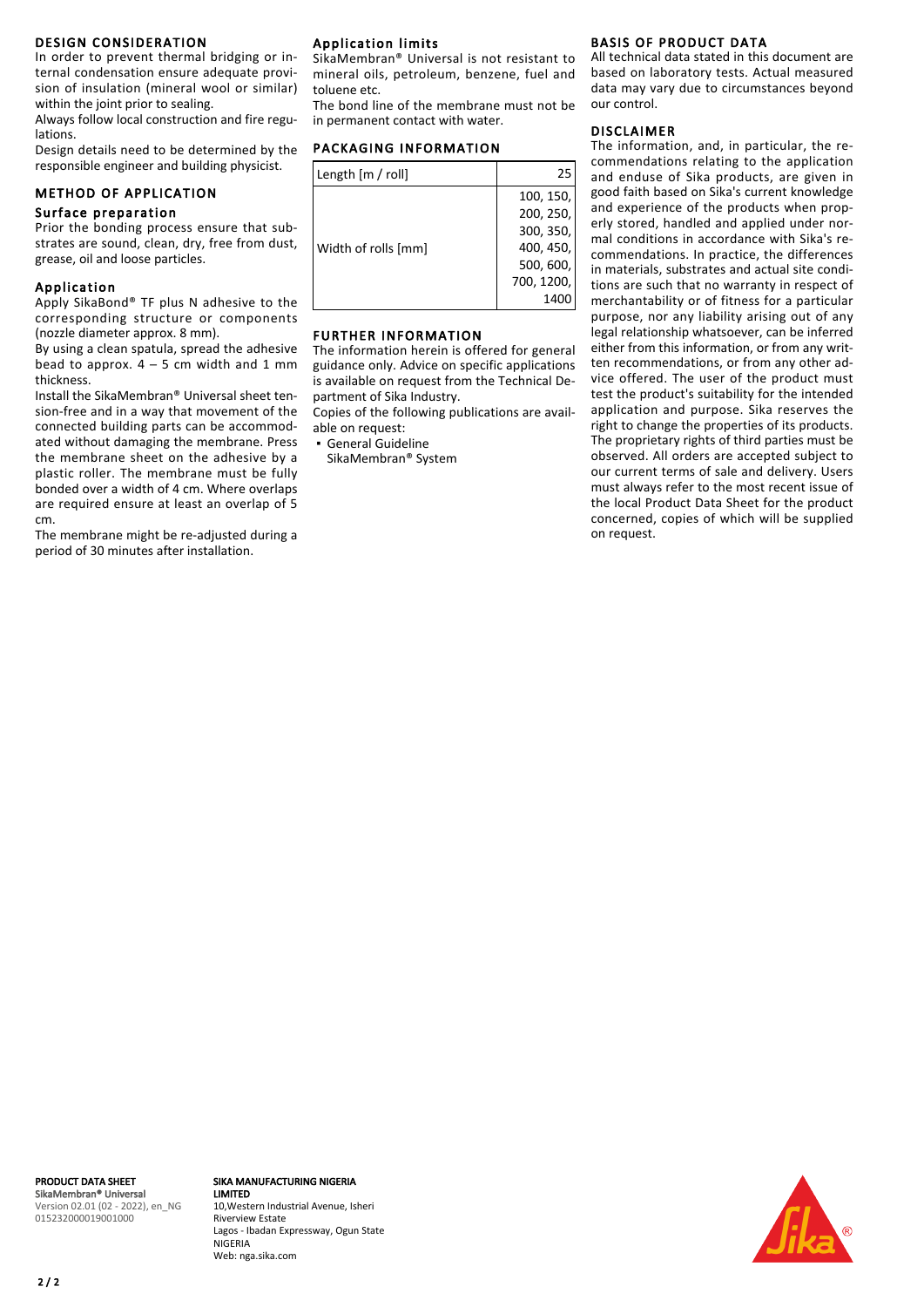## DESIGN CONSIDERATION

In order to prevent thermal bridging or internal condensation ensure adequate provision of insulation (mineral wool or similar) within the joint prior to sealing.

Always follow local construction and fire regulations.

Design details need to be determined by the responsible engineer and building physicist.

## METHOD OF APPLICATION

### Surface preparation

Prior the bonding process ensure that substrates are sound, clean, dry, free from dust, grease, oil and loose particles.

### Application

Apply SikaBond® TF plus N adhesive to the corresponding structure or components (nozzle diameter approx. 8 mm).

By using a clean spatula, spread the adhesive bead to approx. 4 – 5 cm width and 1 mm thickness.

Install the SikaMembran® Universal sheet tension-free and in a way that movement of the connected building parts can be accommodated without damaging the membrane. Press the membrane sheet on the adhesive by a plastic roller. The membrane must be fully bonded over a width of 4 cm. Where overlaps are required ensure at least an overlap of 5 cm.

The membrane might be re-adjusted during a period of 30 minutes after installation.

### Application limits

SikaMembran® Universal is not resistant to mineral oils, petroleum, benzene, fuel and toluene etc.

The bond line of the membrane must not be in permanent contact with water.

## PACKAGING INFORMATION

| | |
|---|---|
| Length [m / roll] | 25 |
| Width of rolls [mm] | 100, 150, 200, 250, 300, 350, 400, 450, 500, 600, 700, 1200, 1400 |

## FURTHER INFORMATION

The information herein is offered for general guidance only. Advice on specific applications is available on request from the Technical Department of Sika Industry.

Copies of the following publications are available on request:

- General Guideline SikaMembran® System

## BASIS OF PRODUCT DATA

All technical data stated in this document are based on laboratory tests. Actual measured data may vary due to circumstances beyond our control.

## DISCLAIMER

The information, and, in particular, the recommendations relating to the application and enduse of Sika products, are given in good faith based on Sika's current knowledge and experience of the products when properly stored, handled and applied under normal conditions in accordance with Sika's recommendations. In practice, the differences in materials, substrates and actual site conditions are such that no warranty in respect of merchantability or of fitness for a particular purpose, nor any liability arising out of any legal relationship whatsoever, can be inferred either from this information, or from any written recommendations, or from any other advice offered. The user of the product must test the product's suitability for the intended application and purpose. Sika reserves the right to change the properties of its products. The proprietary rights of third parties must be observed. All orders are accepted subject to our current terms of sale and delivery. Users must always refer to the most recent issue of the local Product Data Sheet for the product concerned, copies of which will be supplied on request.

**PRODUCT DATA SHEET**
**SikaMembran® Universal**
Version 02.01 (02 - 2022), en_NG
015232000019001000

**SIKA MANUFACTURING NIGERIA LIMITED**
10,Western Industrial Avenue, Isheri
Riverview Estate
Lagos - Ibadan Expressway, Ogun State
NIGERIA
Web: nga.sika.com